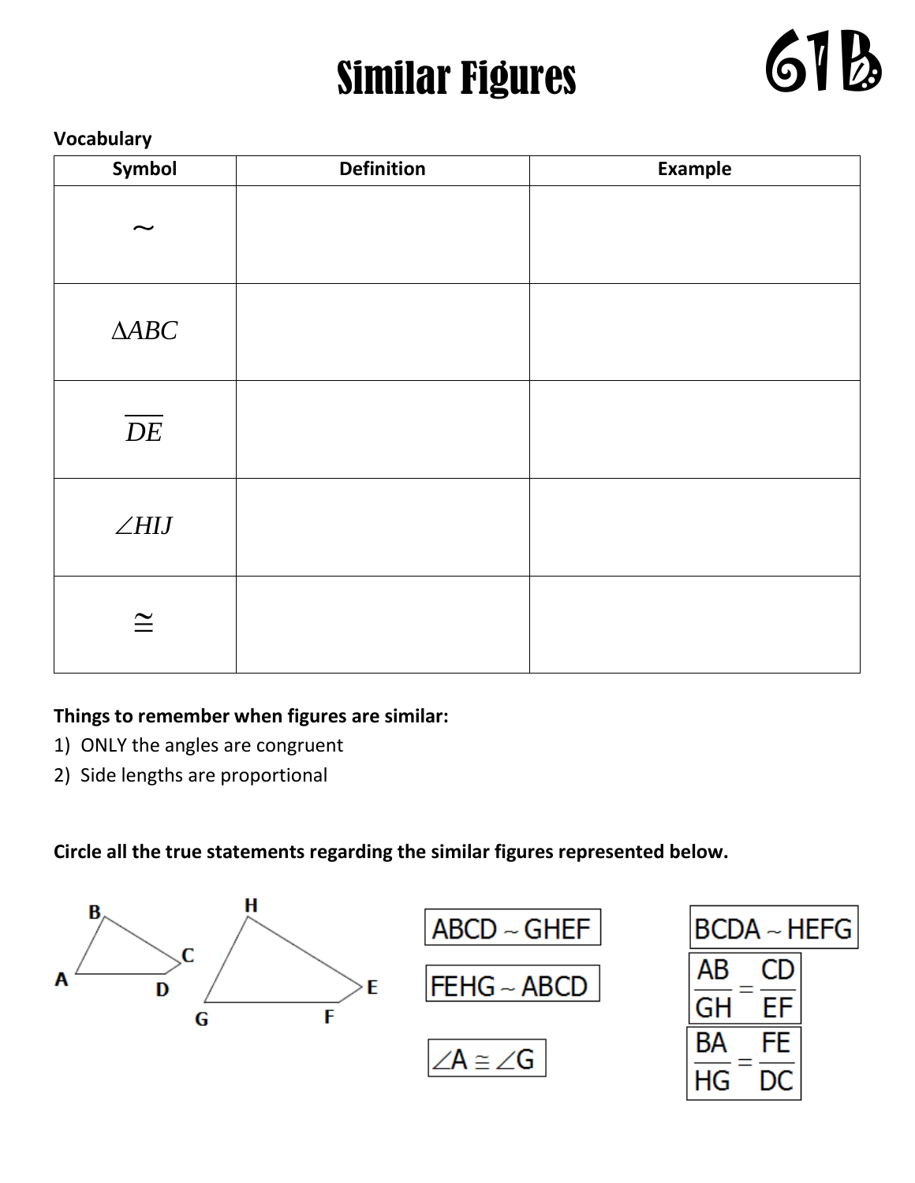# Similar Figures

61B

**Vocabulary**

| Symbol | Definition | Example |
|---|---|---|
| $\sim$ | | |
| $\Delta ABC$ | | |
| $\overline{DE}$ | | |
| $\angle HIJ$ | | |
| $\cong$ | | |

**Things to remember when figures are similar:**

1) ONLY the angles are congruent
2) Side lengths are proportional

**Circle all the true statements regarding the similar figures represented below.**

B, C, A, D H, E, G, F

$ABCD \sim GHEF$

$FEHG \sim ABCD$

$\angle A \cong \angle G$

$BCDA \sim HEFG$

$\frac{AB}{GH} = \frac{CD}{EF}$

$\frac{BA}{HG} = \frac{FE}{DC}$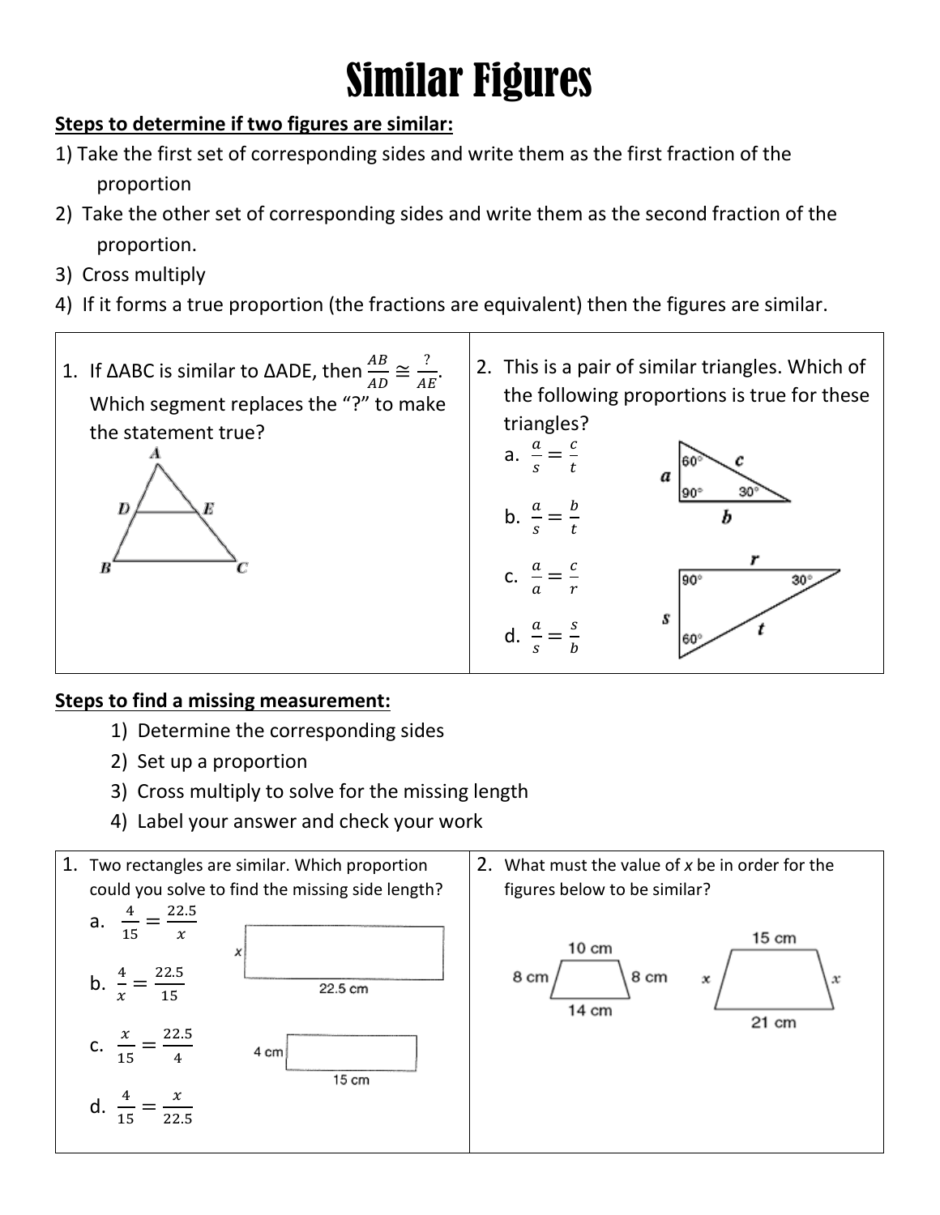# Similar Figures

**Steps to determine if two figures are similar:**

1) Take the first set of corresponding sides and write them as the first fraction of the proportion
2) Take the other set of corresponding sides and write them as the second fraction of the proportion.
3) Cross multiply
4) If it forms a true proportion (the fractions are equivalent) then the figures are similar.

1. If ΔABC is similar to ΔADE, then $\frac{AB}{AD} \cong \frac{?}{AE}$. Which segment replaces the "?" to make the statement true?

2. This is a pair of similar triangles. Which of the following proportions is true for these triangles?

   a. $\frac{a}{s} = \frac{c}{t}$

   b. $\frac{a}{s} = \frac{b}{t}$

   c. $\frac{a}{a} = \frac{c}{r}$

   d. $\frac{a}{s} = \frac{s}{b}$

**Steps to find a missing measurement:**

1) Determine the corresponding sides
2) Set up a proportion
3) Cross multiply to solve for the missing length
4) Label your answer and check your work

1. Two rectangles are similar. Which proportion could you solve to find the missing side length?

   a. $\frac{4}{15} = \frac{22.5}{x}$

   b. $\frac{4}{x} = \frac{22.5}{15}$

   c. $\frac{x}{15} = \frac{22.5}{4}$

   d. $\frac{4}{15} = \frac{x}{22.5}$

2. What must the value of $x$ be in order for the figures below to be similar?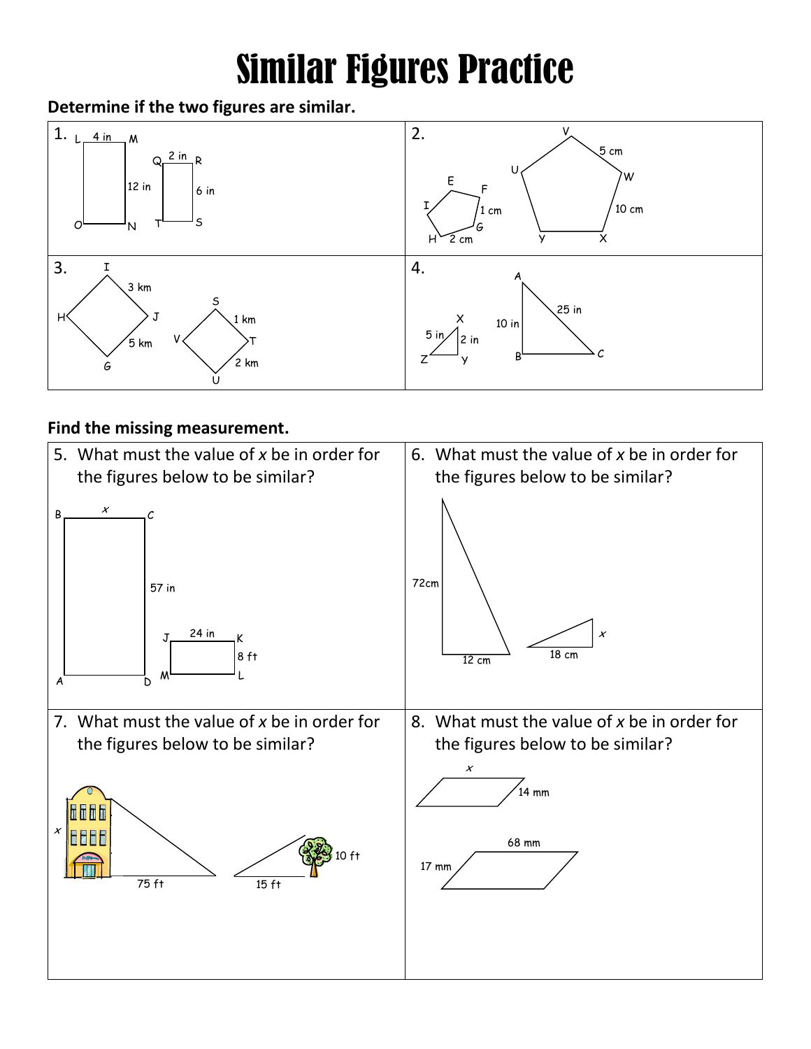# Similar Figures Practice

**Determine if the two figures are similar.**

1. L 4 in M, 12 in, O N; Q 2 in R, 6 in, T S

2. V, 5 cm, U, W, 10 cm, Y, X; E, F, I, 1 cm, G, H 2 cm

3. I, 3 km, H, J, 5 km, G; S, 1 km, V, T, 2 km, U

4. A, 25 in, 10 in, B, C; X, 5 in, 2 in, Z, Y

**Find the missing measurement.**

5. What must the value of *x* be in order for the figures below to be similar?

   B x C, 57 in, A D; J 24 in K, 8 ft, M L

6. What must the value of *x* be in order for the figures below to be similar?

   72cm, 12 cm; 18 cm, x

7. What must the value of *x* be in order for the figures below to be similar?

   x, 75 ft; 10 ft, 15 ft

8. What must the value of *x* be in order for the figures below to be similar?

   x, 14 mm; 68 mm, 17 mm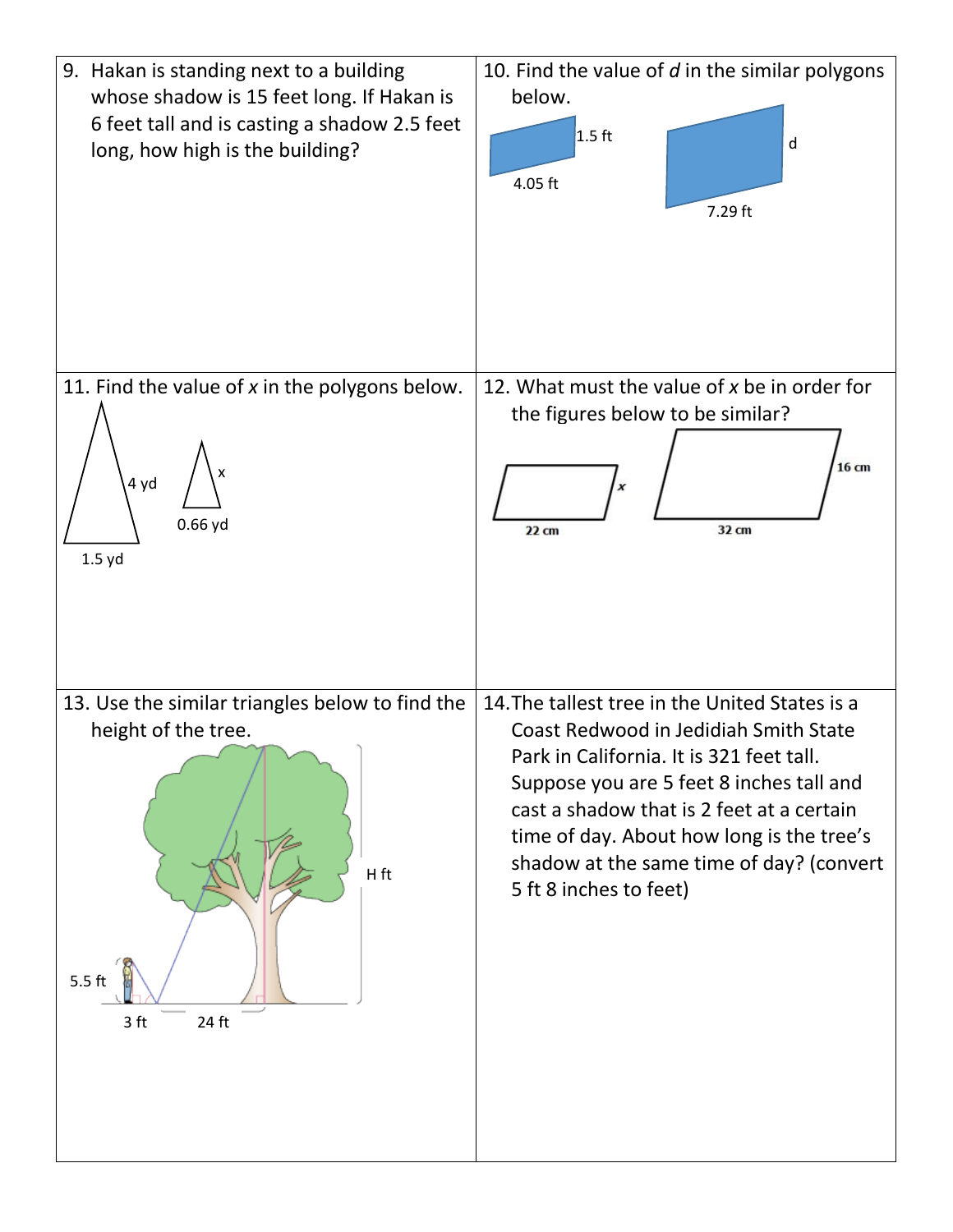9. Hakan is standing next to a building whose shadow is 15 feet long. If Hakan is 6 feet tall and is casting a shadow 2.5 feet long, how high is the building?

10. Find the value of $d$ in the similar polygons below.

1.5 ft

4.05 ft

d

7.29 ft

11. Find the value of $x$ in the polygons below.

4 yd

1.5 yd

x

0.66 yd

12. What must the value of $x$ be in order for the figures below to be similar?

x

22 cm

16 cm

32 cm

13. Use the similar triangles below to find the height of the tree.

5.5 ft

3 ft

24 ft

H ft

14. The tallest tree in the United States is a Coast Redwood in Jedidiah Smith State Park in California. It is 321 feet tall. Suppose you are 5 feet 8 inches tall and cast a shadow that is 2 feet at a certain time of day. About how long is the tree's shadow at the same time of day? (convert 5 ft 8 inches to feet)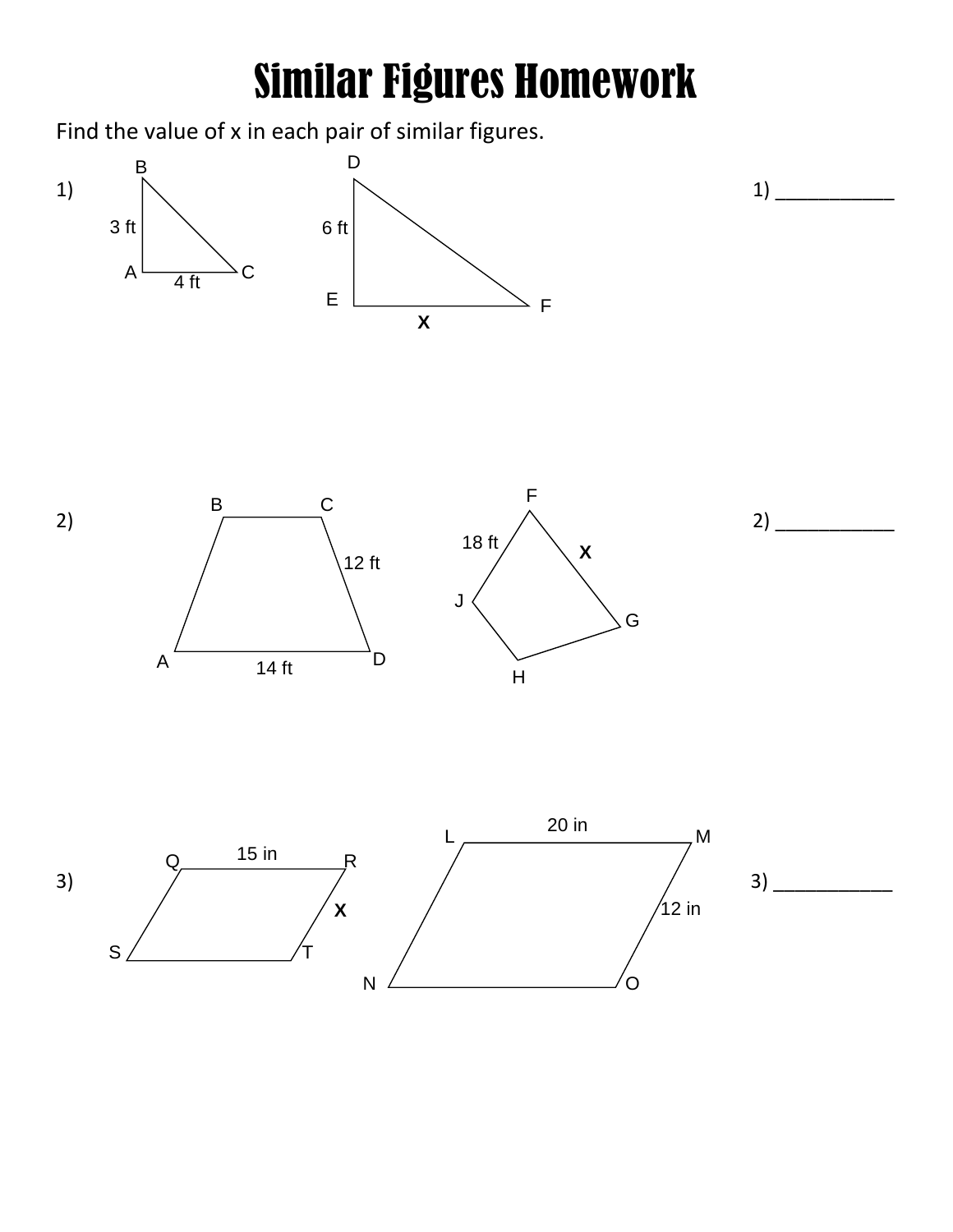# Similar Figures Homework

Find the value of x in each pair of similar figures.

1) 

B, 3 ft, A, 4 ft, C

D, 6 ft, E, x, F

1) ___________

2) 

B, C, 12 ft, A, 14 ft, D

F, 18 ft, x, J, G, H

2) ___________

3) 

Q, 15 in, R, x, S, T

L, 20 in, M, 12 in, N, O

3) ___________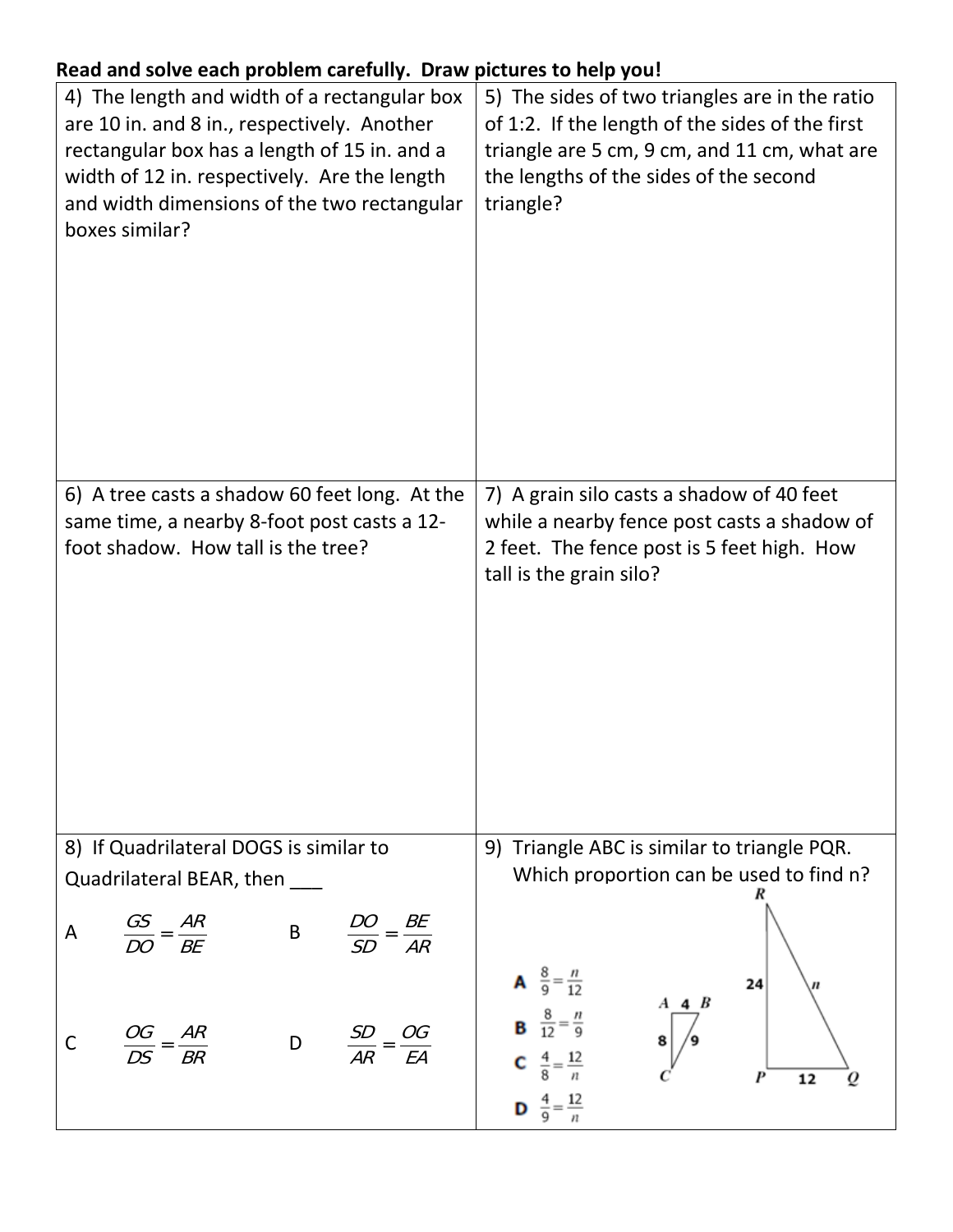**Read and solve each problem carefully. Draw pictures to help you!**

4) The length and width of a rectangular box are 10 in. and 8 in., respectively. Another rectangular box has a length of 15 in. and a width of 12 in. respectively. Are the length and width dimensions of the two rectangular boxes similar?

5) The sides of two triangles are in the ratio of 1:2. If the length of the sides of the first triangle are 5 cm, 9 cm, and 11 cm, what are the lengths of the sides of the second triangle?

6) A tree casts a shadow 60 feet long. At the same time, a nearby 8-foot post casts a 12-foot shadow. How tall is the tree?

7) A grain silo casts a shadow of 40 feet while a nearby fence post casts a shadow of 2 feet. The fence post is 5 feet high. How tall is the grain silo?

8) If Quadrilateral DOGS is similar to Quadrilateral BEAR, then ___

A $\frac{GS}{DO} = \frac{AR}{BE}$

B $\frac{DO}{SD} = \frac{BE}{AR}$

C $\frac{OG}{DS} = \frac{AR}{BR}$

D $\frac{SD}{AR} = \frac{OG}{EA}$

9) Triangle ABC is similar to triangle PQR. Which proportion can be used to find n?

**A** $\frac{8}{9} = \frac{n}{12}$

**B** $\frac{8}{12} = \frac{n}{9}$

**C** $\frac{4}{8} = \frac{12}{n}$

**D** $\frac{4}{9} = \frac{12}{n}$

A 4 B
8
9
C

R
24
n
P 12 Q